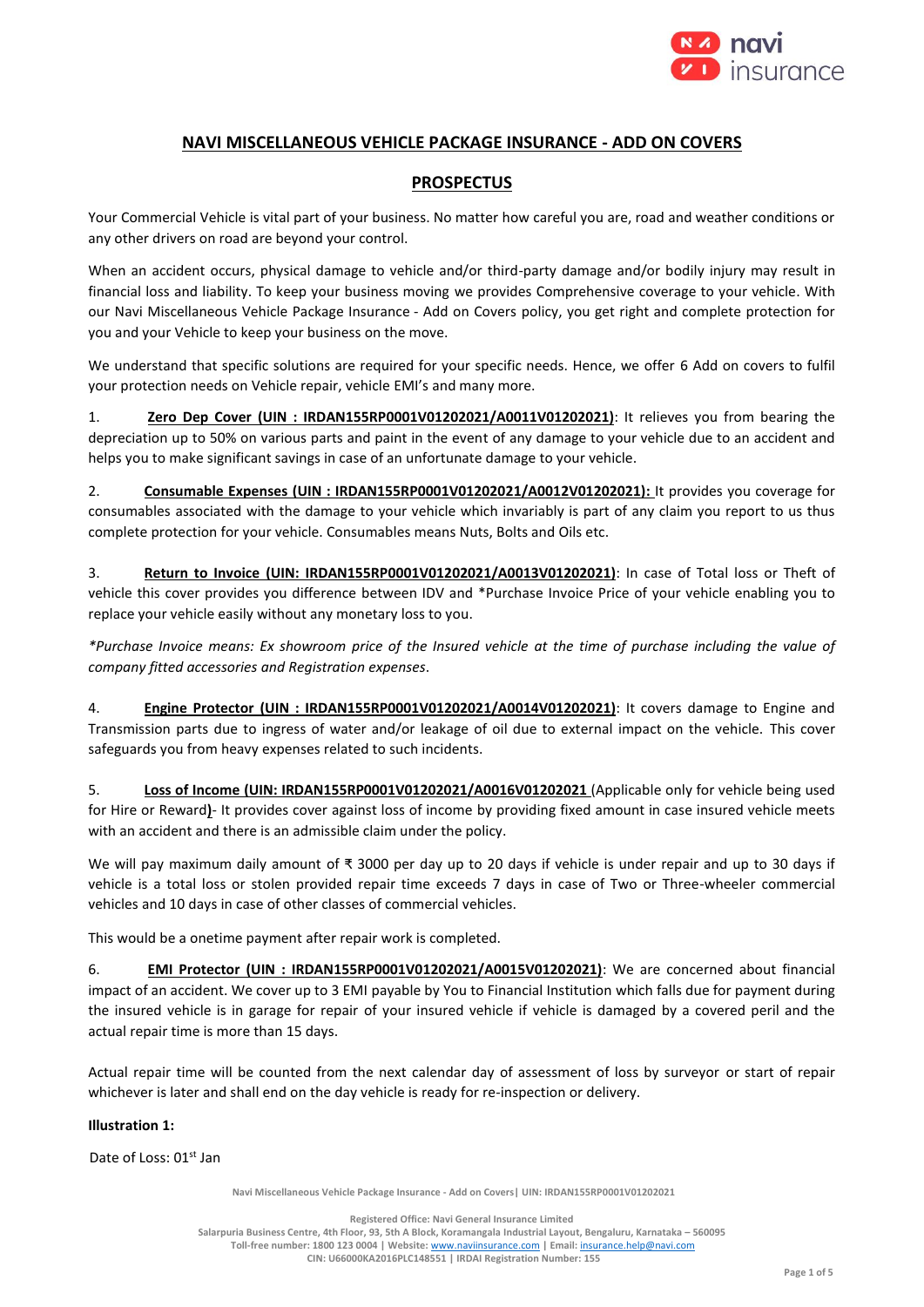## NAVI MISCELLANEOUS VEHICLE PACKAGE INSURANCE - ADD ON COVERS

## PROSPECTUS

Your Commercial Vehicle is vital part of your business. No matter how careful you are, road and weather conditions or any other drivers on road are beyond your control.

When an accident occurs, physical damage to vehicle and/or third-party damage and/or bodily injury may result in financial loss and liability. To keep your business moving we provides Comprehensive coverage to your vehicle. With our Navi Miscellaneous Vehicle Package Insurance - Add on Covers policy, you get right and complete protection for you and your Vehicle to keep your business on the move.

We understand that specific solutions are required for your specific needs. Hence, we offer 6 Add on covers to fulfil your protection needs on Vehicle repair, vehicle EMI's and many more.

1. **Zero Dep Cover (UIN : IRDAN155RP0001V01202021/A0011V01202021)**: It relieves you from bearing the depreciation up to 50% on various parts and paint in the event of any damage to your vehicle due to an accident and helps you to make significant savings in case of an unfortunate damage to your vehicle.

2. **Consumable Expenses (UIN : IRDAN155RP0001V01202021/A0012V01202021):** It provides you coverage for consumables associated with the damage to your vehicle which invariably is part of any claim you report to us thus complete protection for your vehicle. Consumables means Nuts, Bolts and Oils etc.

3. **Return to Invoice (UIN: IRDAN155RP0001V01202021/A0013V01202021)**: In case of Total loss or Theft of vehicle this cover provides you difference between IDV and *Purchase Invoice Price of your vehicle enabling you to replace your vehicle easily without any monetary loss to you.

*\*Purchase Invoice means: Ex showroom price of the Insured vehicle at the time of purchase including the value of company fitted accessories and Registration expenses.*

4. **Engine Protector (UIN : IRDAN155RP0001V01202021/A0014V01202021)**: It covers damage to Engine and Transmission parts due to ingress of water and/or leakage of oil due to external impact on the vehicle. This cover safeguards you from heavy expenses related to such incidents.

5. **Loss of Income (UIN: IRDAN155RP0001V01202021/A0016V01202021** (Applicable only for vehicle being used for Hire or Reward**)**- It provides cover against loss of income by providing fixed amount in case insured vehicle meets with an accident and there is an admissible claim under the policy.

We will pay maximum daily amount of ₹ 3000 per day up to 20 days if vehicle is under repair and up to 30 days if vehicle is a total loss or stolen provided repair time exceeds 7 days in case of Two or Three-wheeler commercial vehicles and 10 days in case of other classes of commercial vehicles.

This would be a onetime payment after repair work is completed.

6. **EMI Protector (UIN : IRDAN155RP0001V01202021/A0015V01202021)**: We are concerned about financial impact of an accident. We cover up to 3 EMI payable by You to Financial Institution which falls due for payment during the insured vehicle is in garage for repair of your insured vehicle if vehicle is damaged by a covered peril and the actual repair time is more than 15 days.

Actual repair time will be counted from the next calendar day of assessment of loss by surveyor or start of repair whichever is later and shall end on the day vehicle is ready for re-inspection or delivery.

**Illustration 1:**

Date of Loss: 01st Jan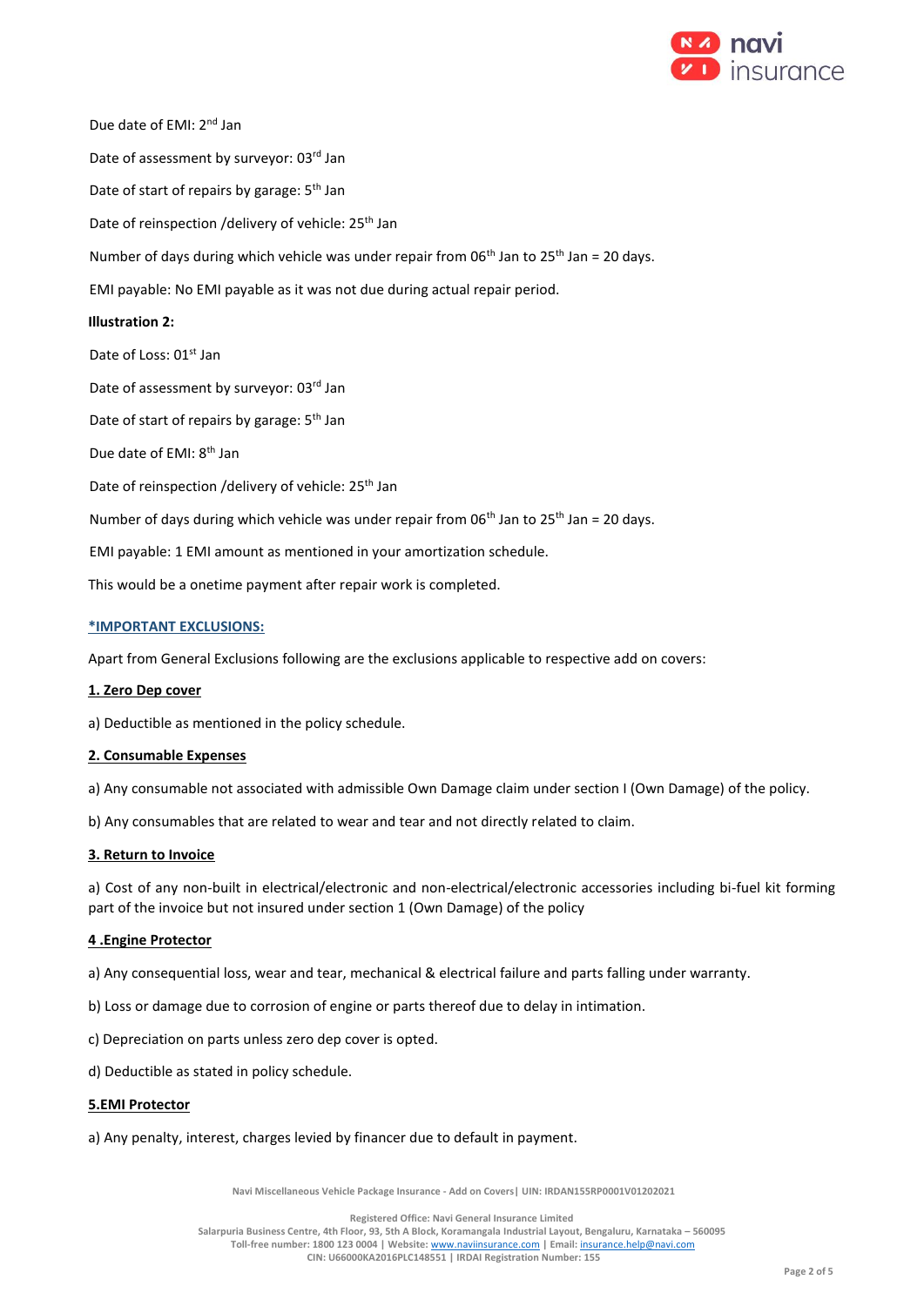Due date of EMI: 2nd Jan

Date of assessment by surveyor: 03rd Jan

Date of start of repairs by garage: 5th Jan

Date of reinspection /delivery of vehicle: 25th Jan

Number of days during which vehicle was under repair from 06th Jan to 25th Jan = 20 days.

EMI payable: No EMI payable as it was not due during actual repair period.

**Illustration 2:**

Date of Loss: 01st Jan

Date of assessment by surveyor: 03rd Jan

Date of start of repairs by garage: 5th Jan

Due date of EMI: 8th Jan

Date of reinspection /delivery of vehicle: 25th Jan

Number of days during which vehicle was under repair from 06th Jan to 25th Jan = 20 days.

EMI payable: 1 EMI amount as mentioned in your amortization schedule.

This would be a onetime payment after repair work is completed.

**\*IMPORTANT EXCLUSIONS:**

Apart from General Exclusions following are the exclusions applicable to respective add on covers:

**1. Zero Dep cover**

a) Deductible as mentioned in the policy schedule.

**2. Consumable Expenses**

a) Any consumable not associated with admissible Own Damage claim under section I (Own Damage) of the policy.

b) Any consumables that are related to wear and tear and not directly related to claim.

**3. Return to Invoice**

a) Cost of any non-built in electrical/electronic and non-electrical/electronic accessories including bi-fuel kit forming part of the invoice but not insured under section 1 (Own Damage) of the policy

**4 .Engine Protector**

a) Any consequential loss, wear and tear, mechanical & electrical failure and parts falling under warranty.

b) Loss or damage due to corrosion of engine or parts thereof due to delay in intimation.

c) Depreciation on parts unless zero dep cover is opted.

d) Deductible as stated in policy schedule.

**5.EMI Protector**

a) Any penalty, interest, charges levied by financer due to default in payment.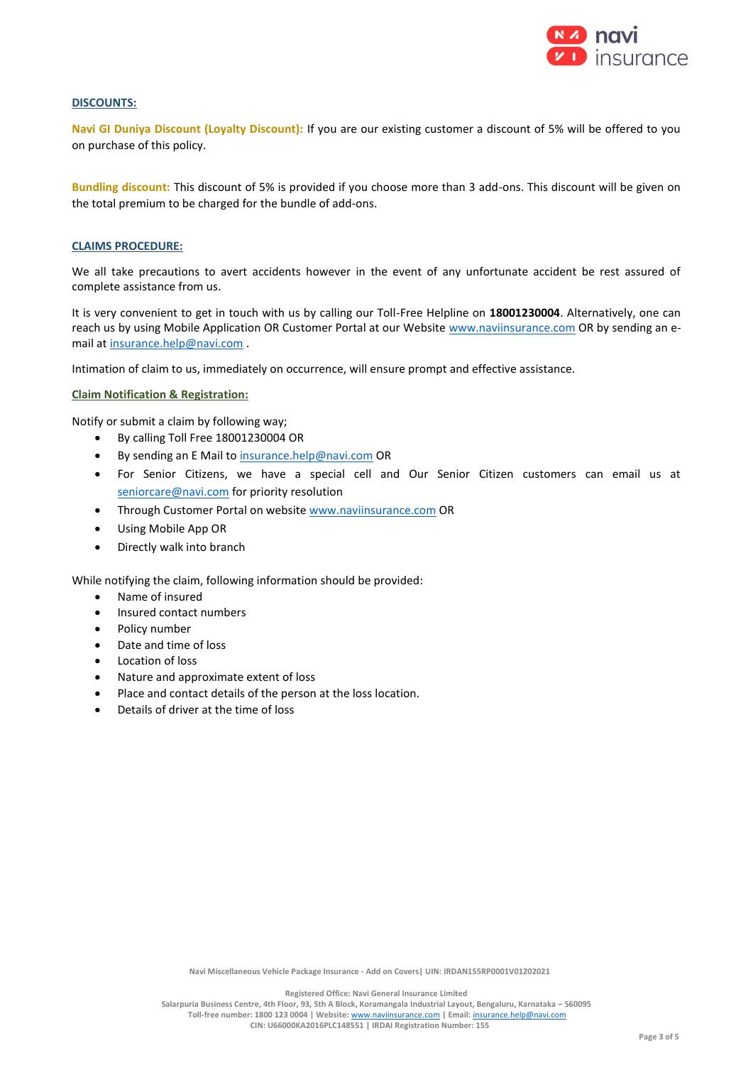## DISCOUNTS:

**Navi GI Duniya Discount (Loyalty Discount):** If you are our existing customer a discount of 5% will be offered to you on purchase of this policy.

**Bundling discount:** This discount of 5% is provided if you choose more than 3 add-ons. This discount will be given on the total premium to be charged for the bundle of add-ons.

## CLAIMS PROCEDURE:

We all take precautions to avert accidents however in the event of any unfortunate accident be rest assured of complete assistance from us.

It is very convenient to get in touch with us by calling our Toll-Free Helpline on **18001230004**. Alternatively, one can reach us by using Mobile Application OR Customer Portal at our Website www.naviinsurance.com OR by sending an e-mail at insurance.help@navi.com .

Intimation of claim to us, immediately on occurrence, will ensure prompt and effective assistance.

### Claim Notification & Registration:

Notify or submit a claim by following way;

- By calling Toll Free 18001230004 OR
- By sending an E Mail to insurance.help@navi.com OR
- For Senior Citizens, we have a special cell and Our Senior Citizen customers can email us at seniorcare@navi.com for priority resolution
- Through Customer Portal on website www.naviinsurance.com OR
- Using Mobile App OR
- Directly walk into branch

While notifying the claim, following information should be provided:

- Name of insured
- Insured contact numbers
- Policy number
- Date and time of loss
- Location of loss
- Nature and approximate extent of loss
- Place and contact details of the person at the loss location.
- Details of driver at the time of loss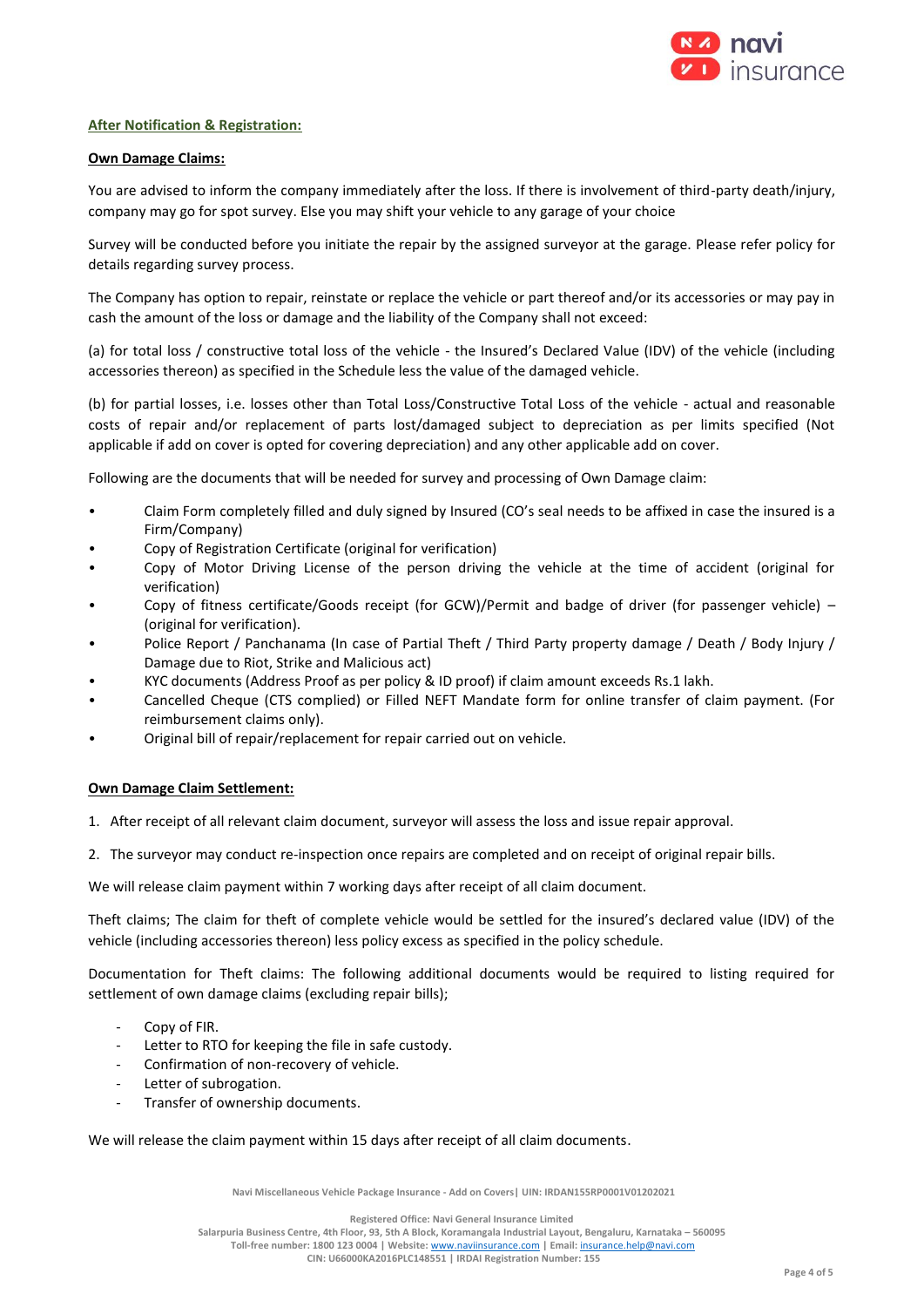**After Notification & Registration:**

**Own Damage Claims:**

You are advised to inform the company immediately after the loss. If there is involvement of third-party death/injury, company may go for spot survey. Else you may shift your vehicle to any garage of your choice

Survey will be conducted before you initiate the repair by the assigned surveyor at the garage. Please refer policy for details regarding survey process.

The Company has option to repair, reinstate or replace the vehicle or part thereof and/or its accessories or may pay in cash the amount of the loss or damage and the liability of the Company shall not exceed:

(a) for total loss / constructive total loss of the vehicle - the Insured's Declared Value (IDV) of the vehicle (including accessories thereon) as specified in the Schedule less the value of the damaged vehicle.

(b) for partial losses, i.e. losses other than Total Loss/Constructive Total Loss of the vehicle - actual and reasonable costs of repair and/or replacement of parts lost/damaged subject to depreciation as per limits specified (Not applicable if add on cover is opted for covering depreciation) and any other applicable add on cover.

Following are the documents that will be needed for survey and processing of Own Damage claim:

- Claim Form completely filled and duly signed by Insured (CO's seal needs to be affixed in case the insured is a Firm/Company)
- Copy of Registration Certificate (original for verification)
- Copy of Motor Driving License of the person driving the vehicle at the time of accident (original for verification)
- Copy of fitness certificate/Goods receipt (for GCW)/Permit and badge of driver (for passenger vehicle) – (original for verification).
- Police Report / Panchanama (In case of Partial Theft / Third Party property damage / Death / Body Injury / Damage due to Riot, Strike and Malicious act)
- KYC documents (Address Proof as per policy & ID proof) if claim amount exceeds Rs.1 lakh.
- Cancelled Cheque (CTS complied) or Filled NEFT Mandate form for online transfer of claim payment. (For reimbursement claims only).
- Original bill of repair/replacement for repair carried out on vehicle.

**Own Damage Claim Settlement:**

1. After receipt of all relevant claim document, surveyor will assess the loss and issue repair approval.
2. The surveyor may conduct re-inspection once repairs are completed and on receipt of original repair bills.

We will release claim payment within 7 working days after receipt of all claim document.

Theft claims; The claim for theft of complete vehicle would be settled for the insured's declared value (IDV) of the vehicle (including accessories thereon) less policy excess as specified in the policy schedule.

Documentation for Theft claims: The following additional documents would be required to listing required for settlement of own damage claims (excluding repair bills);

- Copy of FIR.
- Letter to RTO for keeping the file in safe custody.
- Confirmation of non-recovery of vehicle.
- Letter of subrogation.
- Transfer of ownership documents.

We will release the claim payment within 15 days after receipt of all claim documents.

Navi Miscellaneous Vehicle Package Insurance - Add on Covers| UIN: IRDAN155RP0001V01202021

Registered Office: Navi General Insurance Limited
Salarpuria Business Centre, 4th Floor, 93, 5th A Block, Koramangala Industrial Layout, Bengaluru, Karnataka – 560095
Toll-free number: 1800 123 0004 | Website: www.naviinsurance.com | Email: insurance.help@navi.com
CIN: U66000KA2016PLC148551 | IRDAI Registration Number: 155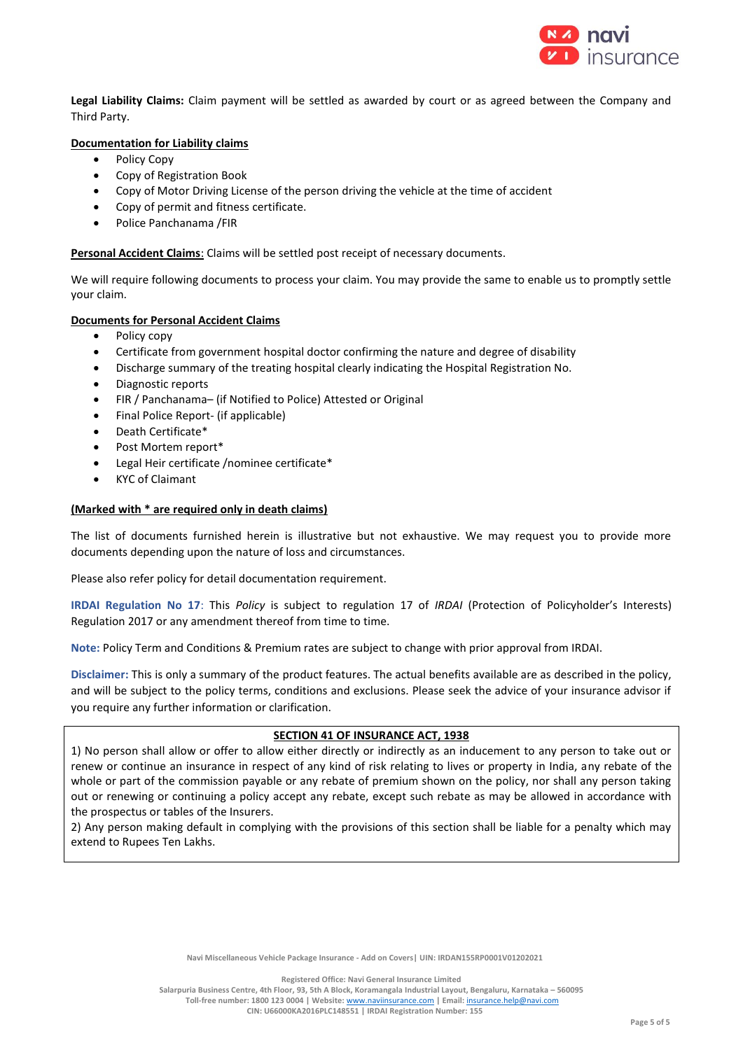**Legal Liability Claims:** Claim payment will be settled as awarded by court or as agreed between the Company and Third Party.

**Documentation for Liability claims**

- Policy Copy
- Copy of Registration Book
- Copy of Motor Driving License of the person driving the vehicle at the time of accident
- Copy of permit and fitness certificate.
- Police Panchanama /FIR

**Personal Accident Claims**: Claims will be settled post receipt of necessary documents.

We will require following documents to process your claim. You may provide the same to enable us to promptly settle your claim.

**Documents for Personal Accident Claims**

- Policy copy
- Certificate from government hospital doctor confirming the nature and degree of disability
- Discharge summary of the treating hospital clearly indicating the Hospital Registration No.
- Diagnostic reports
- FIR / Panchanama– (if Notified to Police) Attested or Original
- Final Police Report- (if applicable)
- Death Certificate*
- Post Mortem report*
- Legal Heir certificate /nominee certificate*
- KYC of Claimant

**(Marked with * are required only in death claims)**

The list of documents furnished herein is illustrative but not exhaustive. We may request you to provide more documents depending upon the nature of loss and circumstances.

Please also refer policy for detail documentation requirement.

**IRDAI Regulation No 17**: This *Policy* is subject to regulation 17 of *IRDAI* (Protection of Policyholder's Interests) Regulation 2017 or any amendment thereof from time to time.

**Note:** Policy Term and Conditions & Premium rates are subject to change with prior approval from IRDAI.

**Disclaimer:** This is only a summary of the product features. The actual benefits available are as described in the policy, and will be subject to the policy terms, conditions and exclusions. Please seek the advice of your insurance advisor if you require any further information or clarification.

**SECTION 41 OF INSURANCE ACT, 1938**

1) No person shall allow or offer to allow either directly or indirectly as an inducement to any person to take out or renew or continue an insurance in respect of any kind of risk relating to lives or property in India, any rebate of the whole or part of the commission payable or any rebate of premium shown on the policy, nor shall any person taking out or renewing or continuing a policy accept any rebate, except such rebate as may be allowed in accordance with the prospectus or tables of the Insurers.

2) Any person making default in complying with the provisions of this section shall be liable for a penalty which may extend to Rupees Ten Lakhs.

Navi Miscellaneous Vehicle Package Insurance - Add on Covers| UIN: IRDAN155RP0001V01202021

Registered Office: Navi General Insurance Limited
Salarpuria Business Centre, 4th Floor, 93, 5th A Block, Koramangala Industrial Layout, Bengaluru, Karnataka – 560095
Toll-free number: 1800 123 0004 | Website: www.naviinsurance.com | Email: insurance.help@navi.com
CIN: U66000KA2016PLC148551 | IRDAI Registration Number: 155